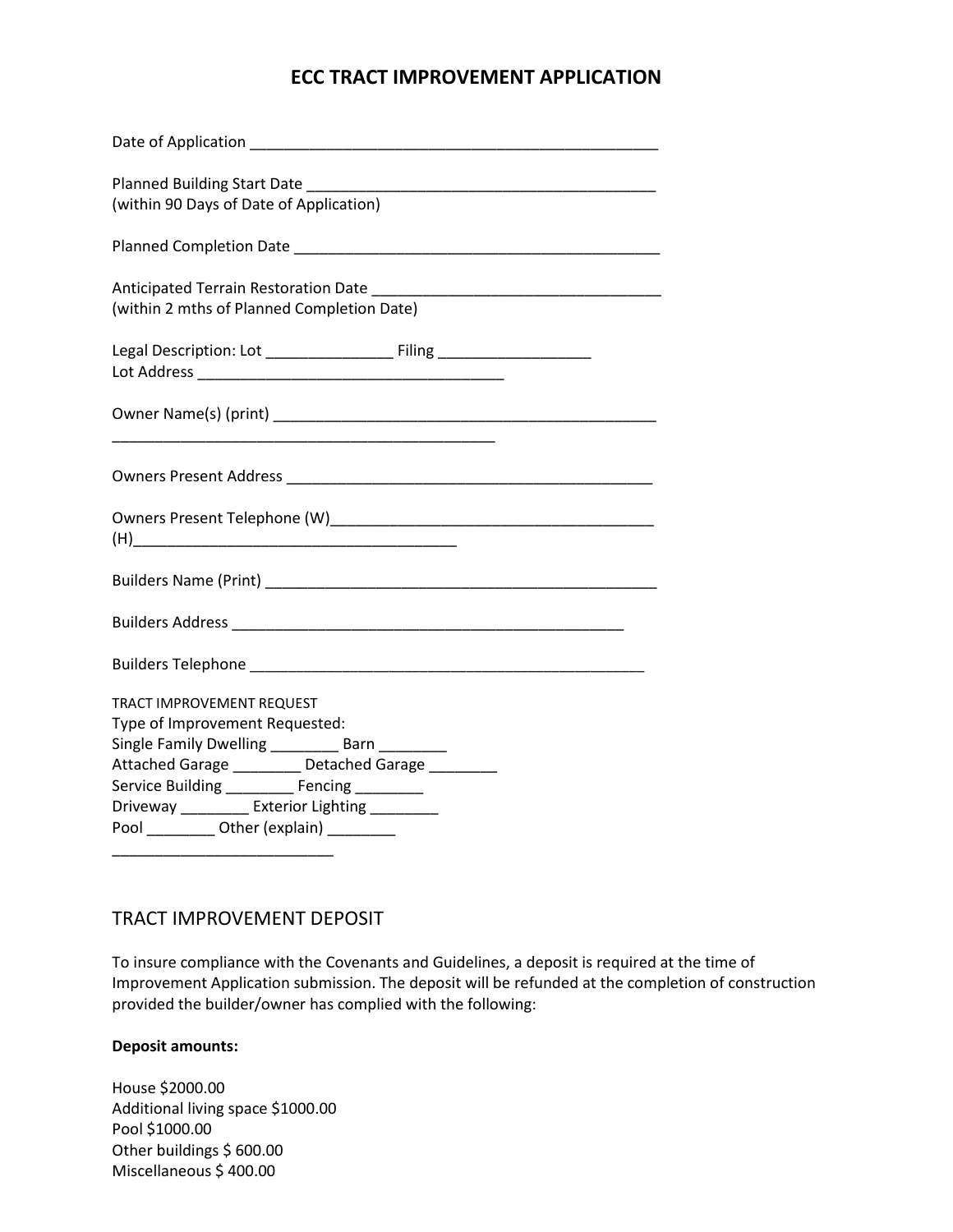# ECC TRACT IMPROVEMENT APPLICATION

Date of Application ___________________________________________________

Planned Building Start Date ___________________________________________
(within 90 Days of Date of Application)

Planned Completion Date ______________________________________________

Anticipated Terrain Restoration Date ___________________________________
(within 2 mths of Planned Completion Date)

Legal Description: Lot _______________ Filing __________________
Lot Address _____________________________________

Owner Name(s) (print) ______________________________________________
_______________________________________________

Owners Present Address _____________________________________________

Owners Present Telephone (W)_______________________________________
(H)_______________________________________

Builders Name (Print) _______________________________________________

Builders Address ________________________________________________

Builders Telephone ________________________________________________

TRACT IMPROVEMENT REQUEST
Type of Improvement Requested:
Single Family Dwelling ________ Barn ________
Attached Garage ________ Detached Garage ________
Service Building ________ Fencing ________
Driveway ________ Exterior Lighting ________
Pool ________ Other (explain) ________
___________________________

## TRACT IMPROVEMENT DEPOSIT

To insure compliance with the Covenants and Guidelines, a deposit is required at the time of Improvement Application submission. The deposit will be refunded at the completion of construction provided the builder/owner has complied with the following:

**Deposit amounts:**

House $2000.00
Additional living space $1000.00
Pool $1000.00
Other buildings $ 600.00
Miscellaneous $ 400.00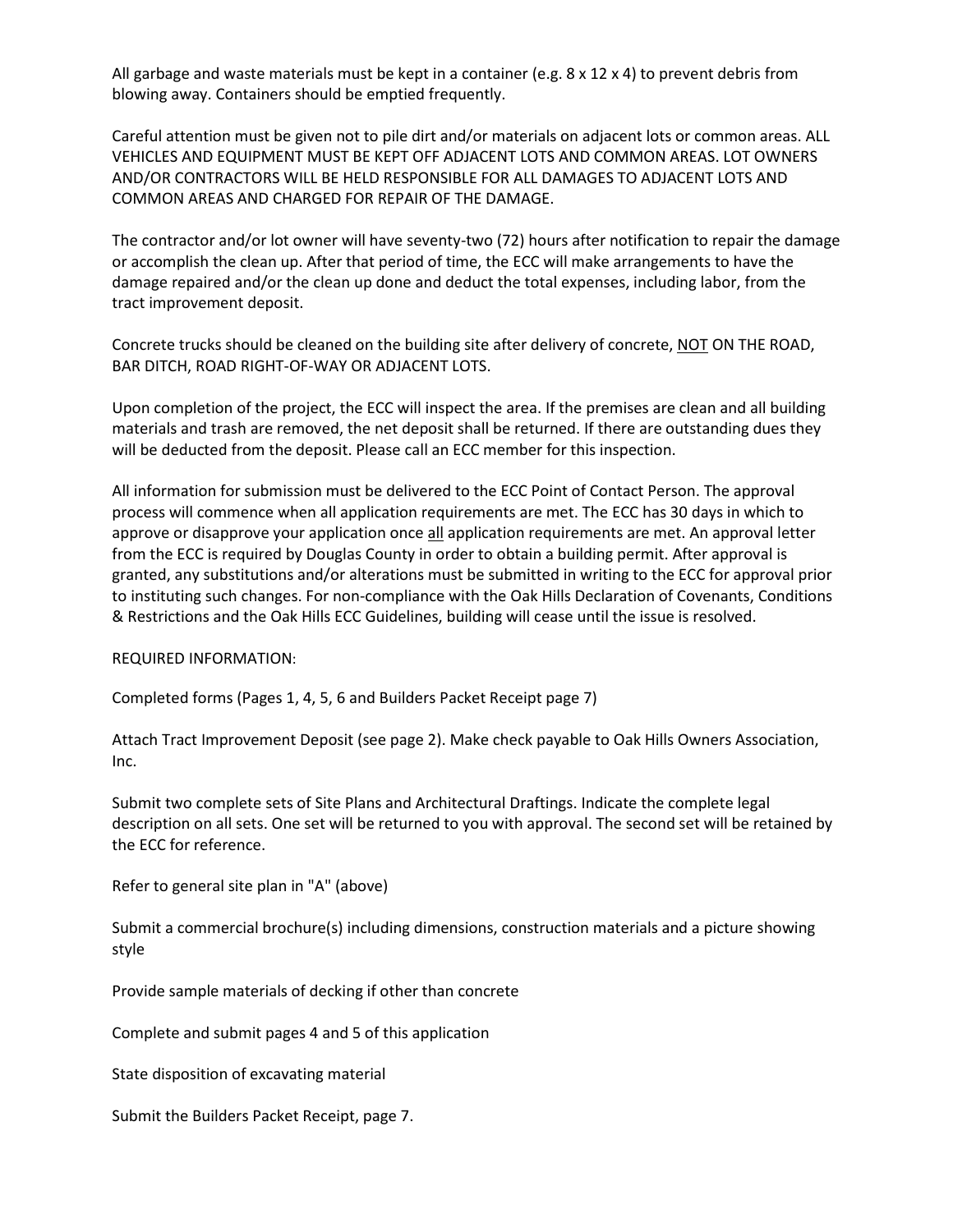All garbage and waste materials must be kept in a container (e.g. 8 x 12 x 4) to prevent debris from blowing away. Containers should be emptied frequently.

Careful attention must be given not to pile dirt and/or materials on adjacent lots or common areas. ALL VEHICLES AND EQUIPMENT MUST BE KEPT OFF ADJACENT LOTS AND COMMON AREAS. LOT OWNERS AND/OR CONTRACTORS WILL BE HELD RESPONSIBLE FOR ALL DAMAGES TO ADJACENT LOTS AND COMMON AREAS AND CHARGED FOR REPAIR OF THE DAMAGE.

The contractor and/or lot owner will have seventy-two (72) hours after notification to repair the damage or accomplish the clean up. After that period of time, the ECC will make arrangements to have the damage repaired and/or the clean up done and deduct the total expenses, including labor, from the tract improvement deposit.

Concrete trucks should be cleaned on the building site after delivery of concrete, <u>NOT</u> ON THE ROAD, BAR DITCH, ROAD RIGHT-OF-WAY OR ADJACENT LOTS.

Upon completion of the project, the ECC will inspect the area. If the premises are clean and all building materials and trash are removed, the net deposit shall be returned. If there are outstanding dues they will be deducted from the deposit. Please call an ECC member for this inspection.

All information for submission must be delivered to the ECC Point of Contact Person. The approval process will commence when all application requirements are met. The ECC has 30 days in which to approve or disapprove your application once <u>all</u> application requirements are met. An approval letter from the ECC is required by Douglas County in order to obtain a building permit. After approval is granted, any substitutions and/or alterations must be submitted in writing to the ECC for approval prior to instituting such changes. For non-compliance with the Oak Hills Declaration of Covenants, Conditions & Restrictions and the Oak Hills ECC Guidelines, building will cease until the issue is resolved.

REQUIRED INFORMATION:

Completed forms (Pages 1, 4, 5, 6 and Builders Packet Receipt page 7)

Attach Tract Improvement Deposit (see page 2). Make check payable to Oak Hills Owners Association, Inc.

Submit two complete sets of Site Plans and Architectural Draftings. Indicate the complete legal description on all sets. One set will be returned to you with approval. The second set will be retained by the ECC for reference.

Refer to general site plan in "A" (above)

Submit a commercial brochure(s) including dimensions, construction materials and a picture showing style

Provide sample materials of decking if other than concrete

Complete and submit pages 4 and 5 of this application

State disposition of excavating material

Submit the Builders Packet Receipt, page 7.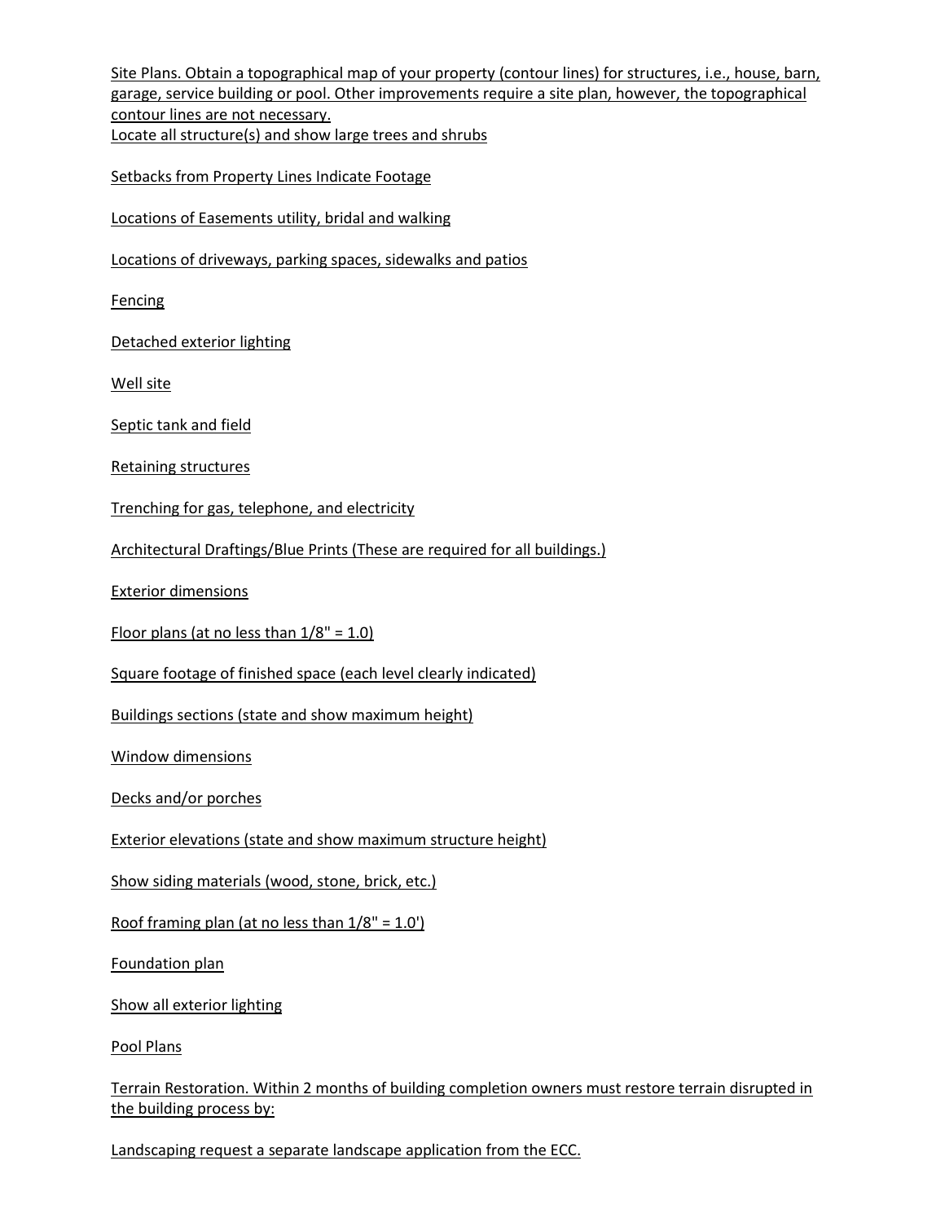Site Plans. Obtain a topographical map of your property (contour lines) for structures, i.e., house, barn, garage, service building or pool. Other improvements require a site plan, however, the topographical contour lines are not necessary.
Locate all structure(s) and show large trees and shrubs

Setbacks from Property Lines Indicate Footage

Locations of Easements utility, bridal and walking

Locations of driveways, parking spaces, sidewalks and patios

Fencing

Detached exterior lighting

Well site

Septic tank and field

Retaining structures

Trenching for gas, telephone, and electricity

Architectural Draftings/Blue Prints (These are required for all buildings.)

Exterior dimensions

Floor plans (at no less than 1/8" = 1.0)

Square footage of finished space (each level clearly indicated)

Buildings sections (state and show maximum height)

Window dimensions

Decks and/or porches

Exterior elevations (state and show maximum structure height)

Show siding materials (wood, stone, brick, etc.)

Roof framing plan (at no less than 1/8" = 1.0')

Foundation plan

Show all exterior lighting

Pool Plans

Terrain Restoration. Within 2 months of building completion owners must restore terrain disrupted in the building process by:

Landscaping request a separate landscape application from the ECC.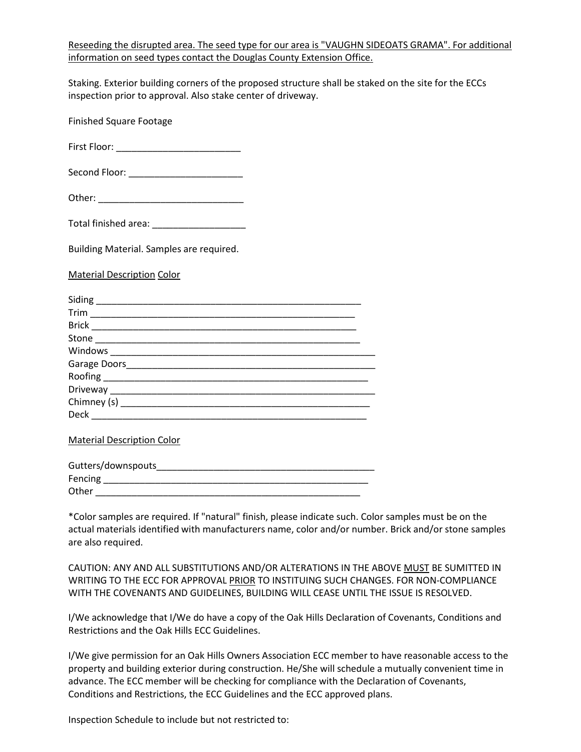<u>Reseeding the disrupted area. The seed type for our area is "VAUGHN SIDEOATS GRAMA". For additional information on seed types contact the Douglas County Extension Office.</u>

Staking. Exterior building corners of the proposed structure shall be staked on the site for the ECCs inspection prior to approval. Also stake center of driveway.

Finished Square Footage

First Floor: ________________________

Second Floor: ______________________

Other: ____________________________

Total finished area: __________________

Building Material. Samples are required.

<u>Material Description</u> <u>Color</u>

Siding _____________________________________________________
Trim _____________________________________________________
Brick _____________________________________________________
Stone _____________________________________________________
Windows ____________________________________________________
Garage Doors________________________________________________
Roofing ___________________________________________________
Driveway ___________________________________________________
Chimney (s) ________________________________________________
Deck ______________________________________________________

<u>Material Description Color</u>

Gutters/downspouts___________________________________________
Fencing ____________________________________________________
Other _____________________________________________________

*Color samples are required. If "natural" finish, please indicate such. Color samples must be on the actual materials identified with manufacturers name, color and/or number. Brick and/or stone samples are also required.

CAUTION: ANY AND ALL SUBSTITUTIONS AND/OR ALTERATIONS IN THE ABOVE <u>MUST</u> BE SUMITTED IN WRITING TO THE ECC FOR APPROVAL <u>PRIOR</u> TO INSTITUING SUCH CHANGES. FOR NON-COMPLIANCE WITH THE COVENANTS AND GUIDELINES, BUILDING WILL CEASE UNTIL THE ISSUE IS RESOLVED.

I/We acknowledge that I/We do have a copy of the Oak Hills Declaration of Covenants, Conditions and Restrictions and the Oak Hills ECC Guidelines.

I/We give permission for an Oak Hills Owners Association ECC member to have reasonable access to the property and building exterior during construction. He/She will schedule a mutually convenient time in advance. The ECC member will be checking for compliance with the Declaration of Covenants, Conditions and Restrictions, the ECC Guidelines and the ECC approved plans.

Inspection Schedule to include but not restricted to: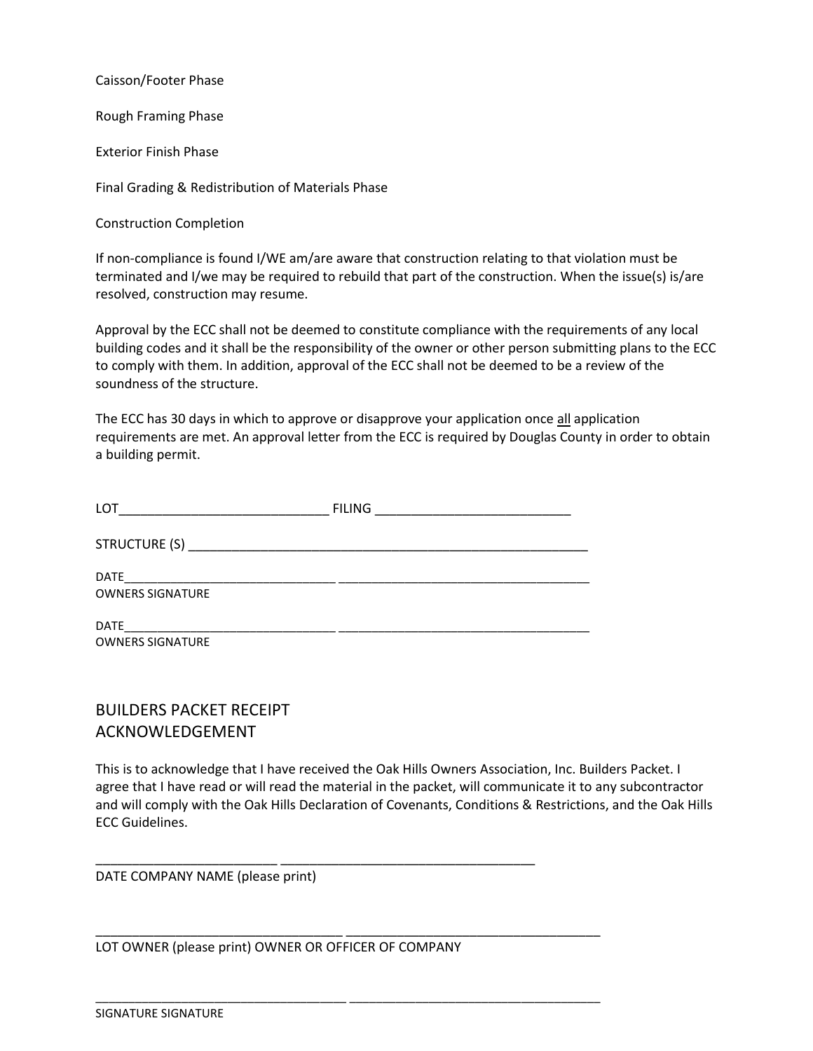Caisson/Footer Phase

Rough Framing Phase

Exterior Finish Phase

Final Grading & Redistribution of Materials Phase

Construction Completion

If non-compliance is found I/WE am/are aware that construction relating to that violation must be terminated and I/we may be required to rebuild that part of the construction. When the issue(s) is/are resolved, construction may resume.

Approval by the ECC shall not be deemed to constitute compliance with the requirements of any local building codes and it shall be the responsibility of the owner or other person submitting plans to the ECC to comply with them. In addition, approval of the ECC shall not be deemed to be a review of the soundness of the structure.

The ECC has 30 days in which to approve or disapprove your application once <u>all</u> application requirements are met. An approval letter from the ECC is required by Douglas County in order to obtain a building permit.

LOT_____________________________ FILING ___________________________

STRUCTURE (S) _________________________________________________________

DATE_______________________________ ___________________________________
OWNERS SIGNATURE

DATE_______________________________ ___________________________________
OWNERS SIGNATURE

## BUILDERS PACKET RECEIPT ACKNOWLEDGEMENT

This is to acknowledge that I have received the Oak Hills Owners Association, Inc. Builders Packet. I agree that I have read or will read the material in the packet, will communicate it to any subcontractor and will comply with the Oak Hills Declaration of Covenants, Conditions & Restrictions, and the Oak Hills ECC Guidelines.

_________________________ ___________________________________
DATE COMPANY NAME (please print)

__________________________________ ___________________________________
LOT OWNER (please print) OWNER OR OFFICER OF COMPANY

__________________________________ ___________________________________
SIGNATURE SIGNATURE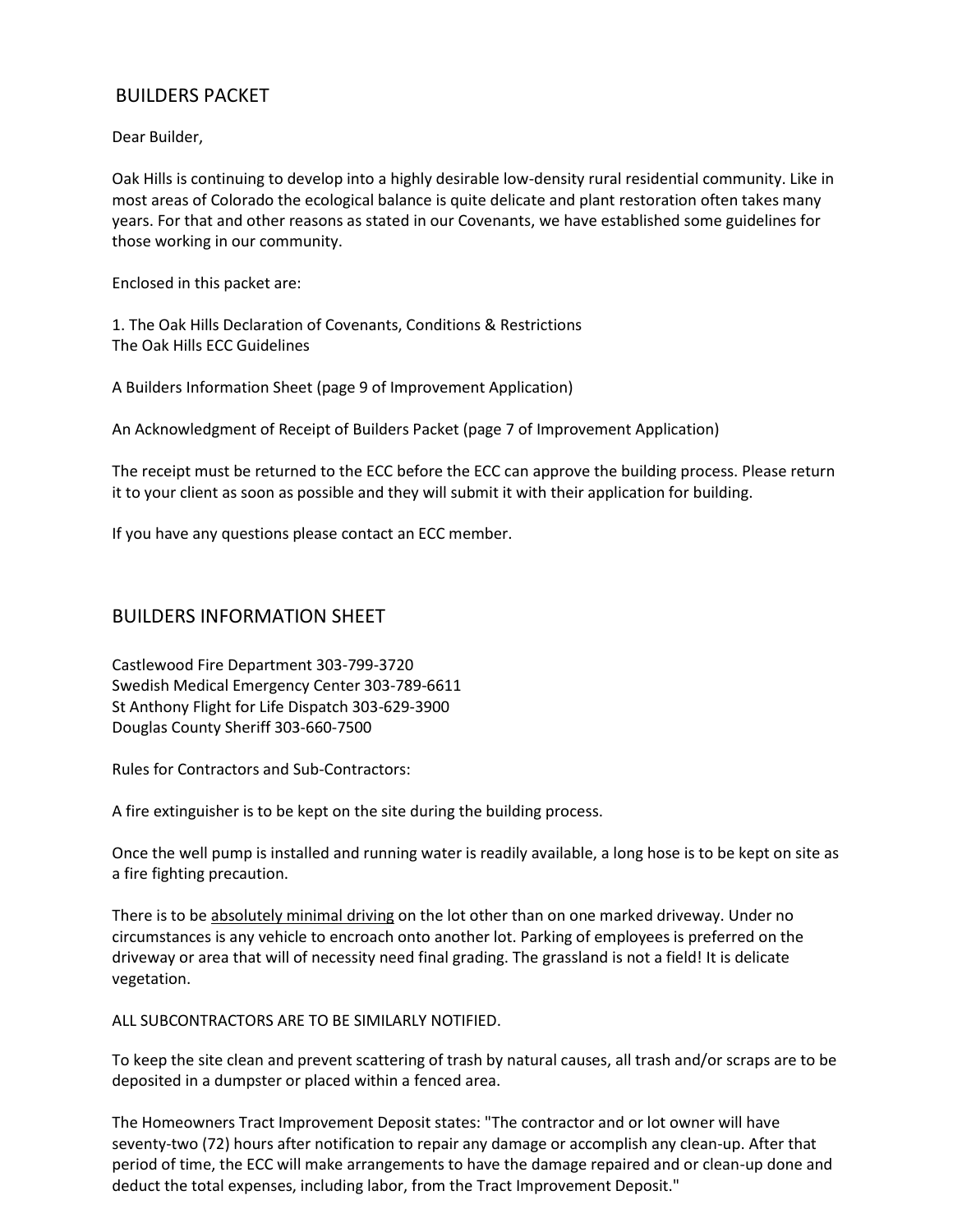## BUILDERS PACKET

Dear Builder,

Oak Hills is continuing to develop into a highly desirable low-density rural residential community. Like in most areas of Colorado the ecological balance is quite delicate and plant restoration often takes many years. For that and other reasons as stated in our Covenants, we have established some guidelines for those working in our community.

Enclosed in this packet are:

1. The Oak Hills Declaration of Covenants, Conditions & Restrictions
The Oak Hills ECC Guidelines

A Builders Information Sheet (page 9 of Improvement Application)

An Acknowledgment of Receipt of Builders Packet (page 7 of Improvement Application)

The receipt must be returned to the ECC before the ECC can approve the building process. Please return it to your client as soon as possible and they will submit it with their application for building.

If you have any questions please contact an ECC member.

## BUILDERS INFORMATION SHEET

Castlewood Fire Department 303-799-3720
Swedish Medical Emergency Center 303-789-6611
St Anthony Flight for Life Dispatch 303-629-3900
Douglas County Sheriff 303-660-7500

Rules for Contractors and Sub-Contractors:

A fire extinguisher is to be kept on the site during the building process.

Once the well pump is installed and running water is readily available, a long hose is to be kept on site as a fire fighting precaution.

There is to be <u>absolutely minimal driving</u> on the lot other than on one marked driveway. Under no circumstances is any vehicle to encroach onto another lot. Parking of employees is preferred on the driveway or area that will of necessity need final grading. The grassland is not a field! It is delicate vegetation.

ALL SUBCONTRACTORS ARE TO BE SIMILARLY NOTIFIED.

To keep the site clean and prevent scattering of trash by natural causes, all trash and/or scraps are to be deposited in a dumpster or placed within a fenced area.

The Homeowners Tract Improvement Deposit states: "The contractor and or lot owner will have seventy-two (72) hours after notification to repair any damage or accomplish any clean-up. After that period of time, the ECC will make arrangements to have the damage repaired and or clean-up done and deduct the total expenses, including labor, from the Tract Improvement Deposit."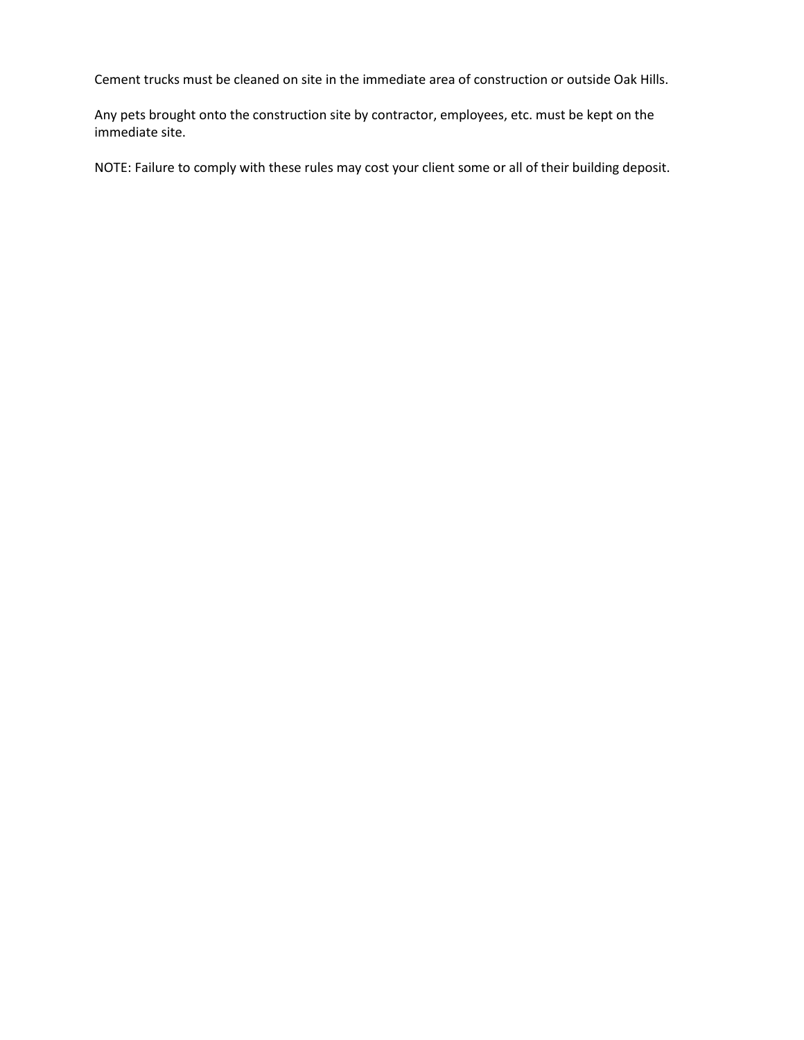Cement trucks must be cleaned on site in the immediate area of construction or outside Oak Hills.

Any pets brought onto the construction site by contractor, employees, etc. must be kept on the immediate site.

NOTE: Failure to comply with these rules may cost your client some or all of their building deposit.